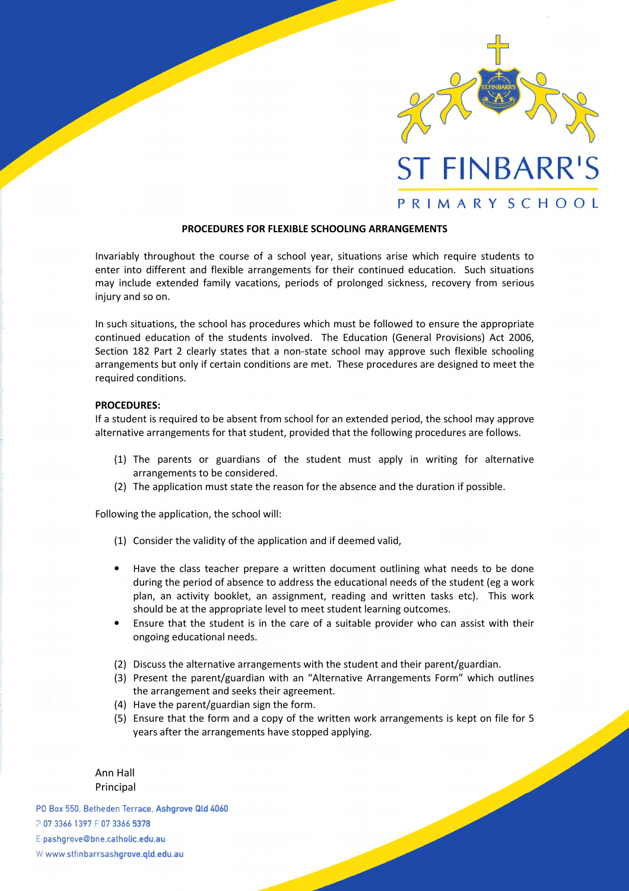ST FINBARR'S

PRIMARY SCHOOL

**PROCEDURES FOR FLEXIBLE SCHOOLING ARRANGEMENTS**

Invariably throughout the course of a school year, situations arise which require students to enter into different and flexible arrangements for their continued education. Such situations may include extended family vacations, periods of prolonged sickness, recovery from serious injury and so on.

In such situations, the school has procedures which must be followed to ensure the appropriate continued education of the students involved. The Education (General Provisions) Act 2006, Section 182 Part 2 clearly states that a non-state school may approve such flexible schooling arrangements but only if certain conditions are met. These procedures are designed to meet the required conditions.

**PROCEDURES:**
If a student is required to be absent from school for an extended period, the school may approve alternative arrangements for that student, provided that the following procedures are follows.

(1) The parents or guardians of the student must apply in writing for alternative arrangements to be considered.
(2) The application must state the reason for the absence and the duration if possible.

Following the application, the school will:

(1) Consider the validity of the application and if deemed valid,

- Have the class teacher prepare a written document outlining what needs to be done during the period of absence to address the educational needs of the student (eg a work plan, an activity booklet, an assignment, reading and written tasks etc). This work should be at the appropriate level to meet student learning outcomes.
- Ensure that the student is in the care of a suitable provider who can assist with their ongoing educational needs.

(2) Discuss the alternative arrangements with the student and their parent/guardian.
(3) Present the parent/guardian with an "Alternative Arrangements Form" which outlines the arrangement and seeks their agreement.
(4) Have the parent/guardian sign the form.
(5) Ensure that the form and a copy of the written work arrangements is kept on file for 5 years after the arrangements have stopped applying.

Ann Hall
Principal

PO Box 550, Betheden Terrace, Ashgrove Qld 4060
P 07 3366 1397 F 07 3366 5378
E pashgrove@bne.catholic.edu.au
W www.stfinbarrsashgrove.qld.edu.au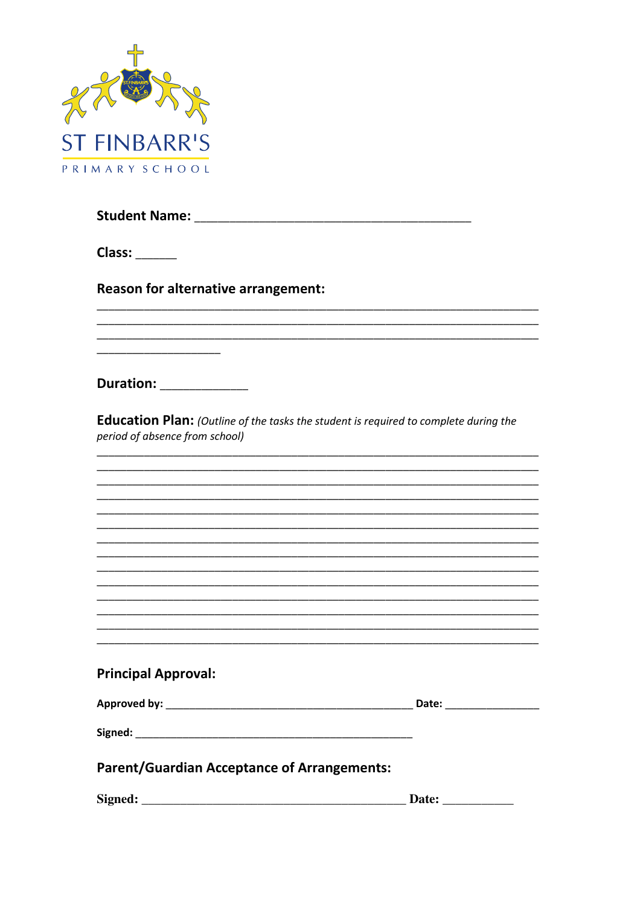ST FINBARR'S

PRIMARY SCHOOL

**Student Name:** ________________________________________

**Class:** ______

**Reason for alternative arrangement:**

________________________________________________________________
________________________________________________________________
________________________________________________________________
__________________

**Duration:** ____________

**Education Plan:** *(Outline of the tasks the student is required to complete during the period of absence from school)*

________________________________________________________________
________________________________________________________________
________________________________________________________________
________________________________________________________________
________________________________________________________________
________________________________________________________________
________________________________________________________________
________________________________________________________________
________________________________________________________________
________________________________________________________________
________________________________________________________________
________________________________________________________________
________________________________________________________________
________________________________________________________________

## Principal Approval:

**Approved by:** ____________________________________ **Date:** ______________

**Signed:** ________________________________________

## Parent/Guardian Acceptance of Arrangements:

**Signed:** ________________________________________ **Date:** ___________